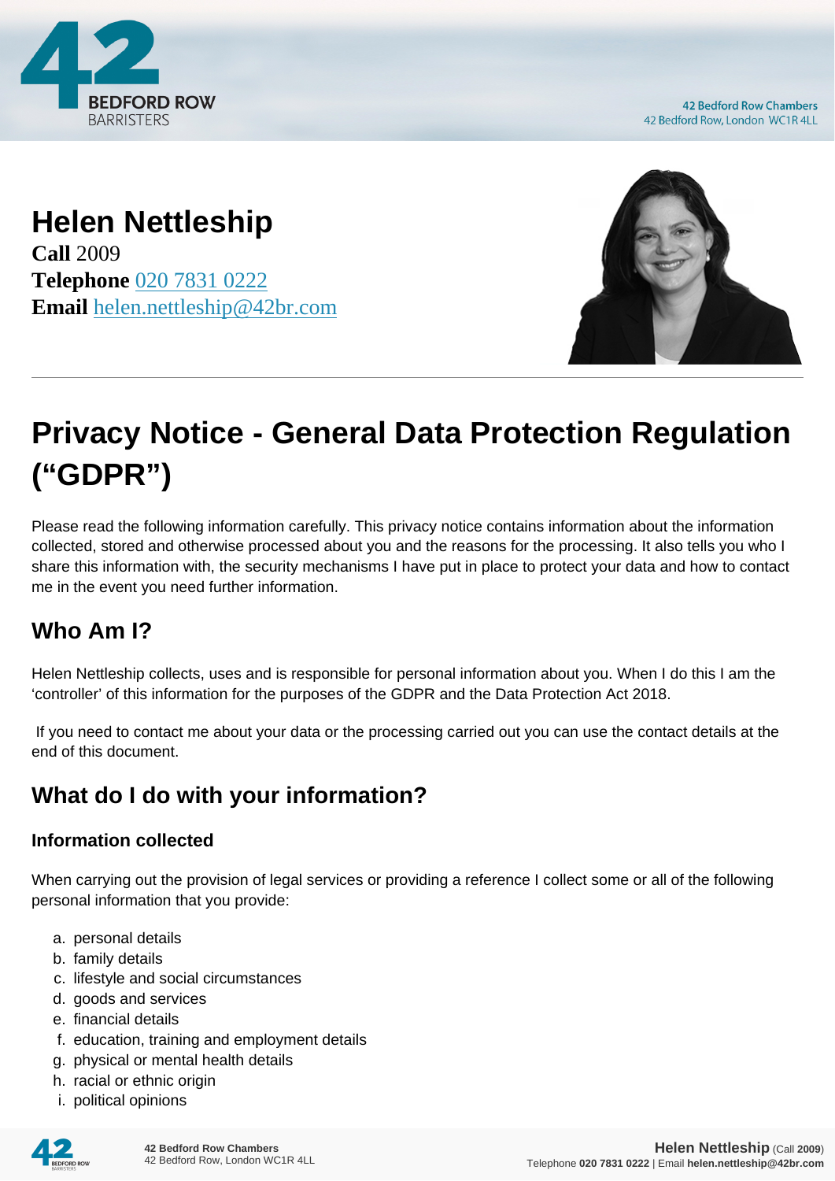42 Bedford Row Chambers
42 Bedford Row, London WC1R 4LL

# Helen Nettleship

**Call** 2009
**Telephone** 020 7831 0222
**Email** helen.nettleship@42br.com

# Privacy Notice - General Data Protection Regulation ("GDPR")

Please read the following information carefully. This privacy notice contains information about the information collected, stored and otherwise processed about you and the reasons for the processing. It also tells you who I share this information with, the security mechanisms I have put in place to protect your data and how to contact me in the event you need further information.

## Who Am I?

Helen Nettleship collects, uses and is responsible for personal information about you. When I do this I am the 'controller' of this information for the purposes of the GDPR and the Data Protection Act 2018.

If you need to contact me about your data or the processing carried out you can use the contact details at the end of this document.

## What do I do with your information?

### Information collected

When carrying out the provision of legal services or providing a reference I collect some or all of the following personal information that you provide:

a. personal details
b. family details
c. lifestyle and social circumstances
d. goods and services
e. financial details
f. education, training and employment details
g. physical or mental health details
h. racial or ethnic origin
i. political opinions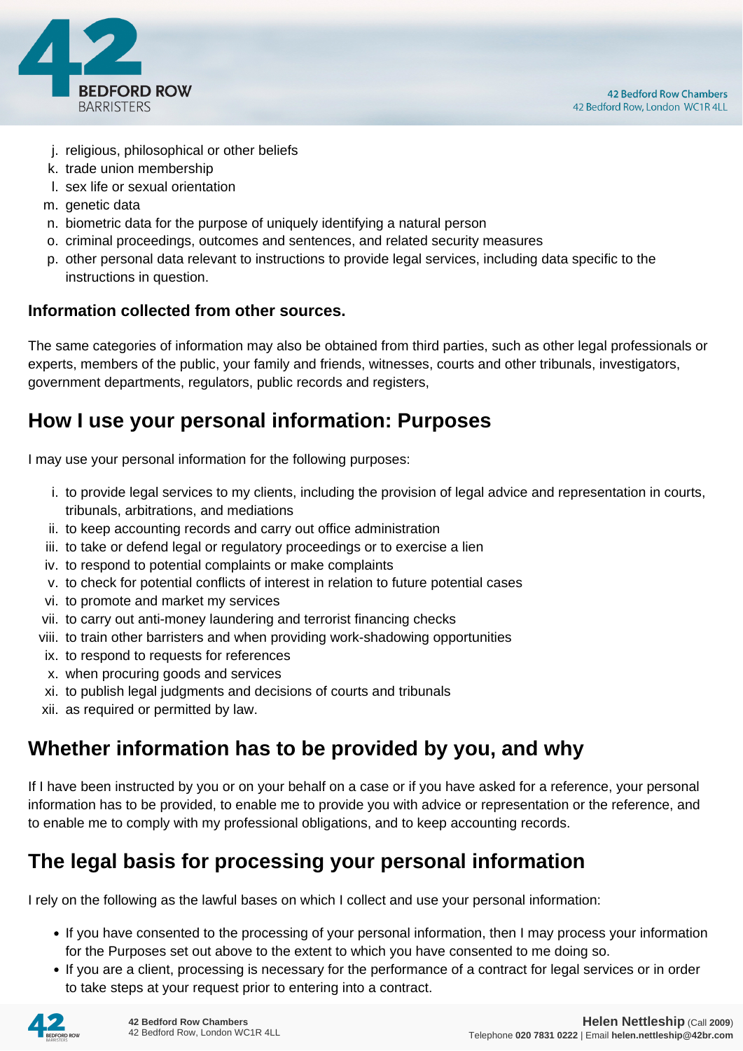j. religious, philosophical or other beliefs
k. trade union membership
l. sex life or sexual orientation
m. genetic data
n. biometric data for the purpose of uniquely identifying a natural person
o. criminal proceedings, outcomes and sentences, and related security measures
p. other personal data relevant to instructions to provide legal services, including data specific to the instructions in question.

**Information collected from other sources.**

The same categories of information may also be obtained from third parties, such as other legal professionals or experts, members of the public, your family and friends, witnesses, courts and other tribunals, investigators, government departments, regulators, public records and registers,

## How I use your personal information: Purposes

I may use your personal information for the following purposes:

i. to provide legal services to my clients, including the provision of legal advice and representation in courts, tribunals, arbitrations, and mediations
ii. to keep accounting records and carry out office administration
iii. to take or defend legal or regulatory proceedings or to exercise a lien
iv. to respond to potential complaints or make complaints
v. to check for potential conflicts of interest in relation to future potential cases
vi. to promote and market my services
vii. to carry out anti-money laundering and terrorist financing checks
viii. to train other barristers and when providing work-shadowing opportunities
ix. to respond to requests for references
x. when procuring goods and services
xi. to publish legal judgments and decisions of courts and tribunals
xii. as required or permitted by law.

## Whether information has to be provided by you, and why

If I have been instructed by you or on your behalf on a case or if you have asked for a reference, your personal information has to be provided, to enable me to provide you with advice or representation or the reference, and to enable me to comply with my professional obligations, and to keep accounting records.

## The legal basis for processing your personal information

I rely on the following as the lawful bases on which I collect and use your personal information:

- If you have consented to the processing of your personal information, then I may process your information for the Purposes set out above to the extent to which you have consented to me doing so.
- If you are a client, processing is necessary for the performance of a contract for legal services or in order to take steps at your request prior to entering into a contract.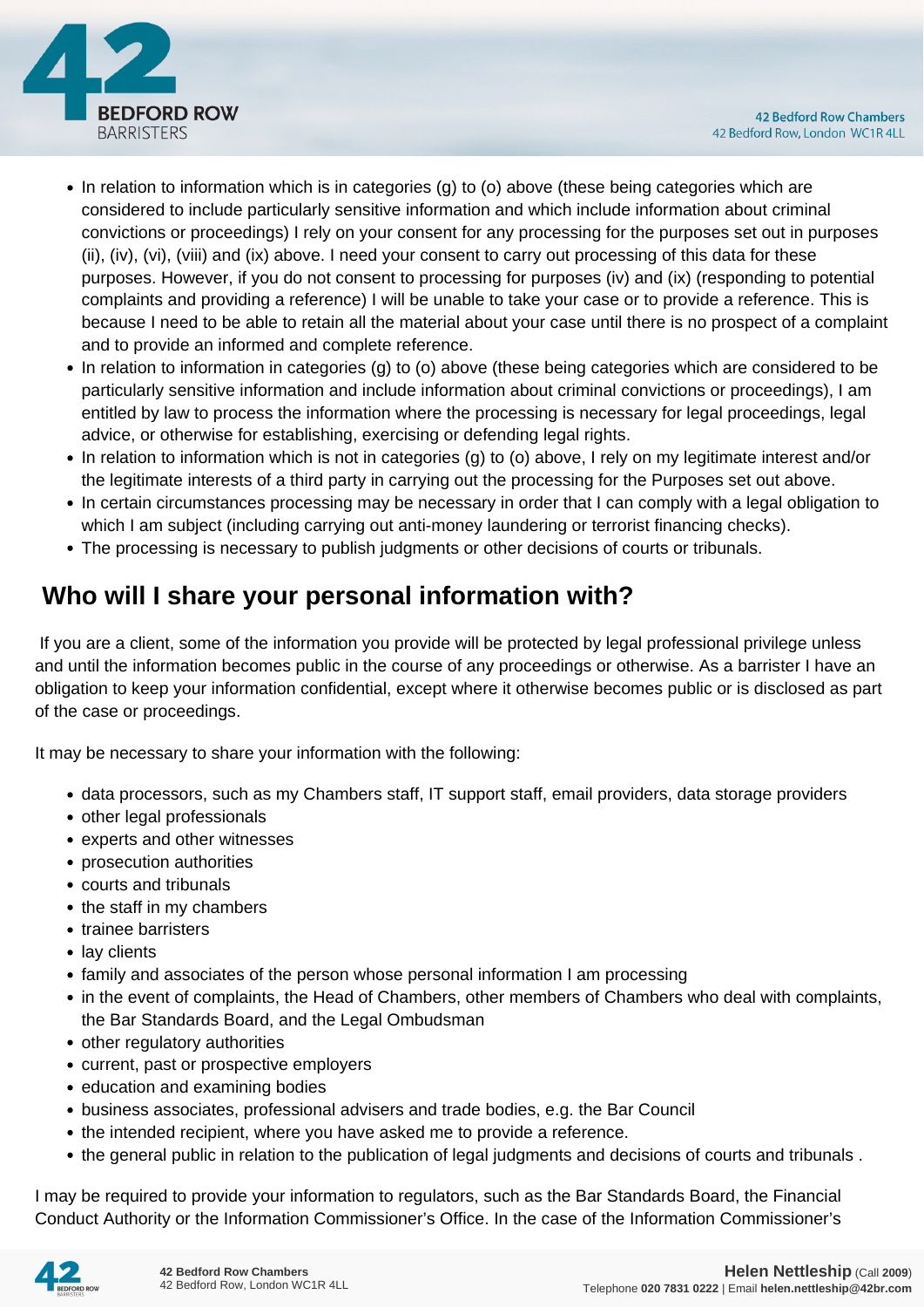- In relation to information which is in categories (g) to (o) above (these being categories which are considered to include particularly sensitive information and which include information about criminal convictions or proceedings) I rely on your consent for any processing for the purposes set out in purposes (ii), (iv), (vi), (viii) and (ix) above. I need your consent to carry out processing of this data for these purposes. However, if you do not consent to processing for purposes (iv) and (ix) (responding to potential complaints and providing a reference) I will be unable to take your case or to provide a reference. This is because I need to be able to retain all the material about your case until there is no prospect of a complaint and to provide an informed and complete reference.
- In relation to information in categories (g) to (o) above (these being categories which are considered to be particularly sensitive information and include information about criminal convictions or proceedings), I am entitled by law to process the information where the processing is necessary for legal proceedings, legal advice, or otherwise for establishing, exercising or defending legal rights.
- In relation to information which is not in categories (g) to (o) above, I rely on my legitimate interest and/or the legitimate interests of a third party in carrying out the processing for the Purposes set out above.
- In certain circumstances processing may be necessary in order that I can comply with a legal obligation to which I am subject (including carrying out anti-money laundering or terrorist financing checks).
- The processing is necessary to publish judgments or other decisions of courts or tribunals.

## Who will I share your personal information with?

If you are a client, some of the information you provide will be protected by legal professional privilege unless and until the information becomes public in the course of any proceedings or otherwise. As a barrister I have an obligation to keep your information confidential, except where it otherwise becomes public or is disclosed as part of the case or proceedings.

It may be necessary to share your information with the following:

- data processors, such as my Chambers staff, IT support staff, email providers, data storage providers
- other legal professionals
- experts and other witnesses
- prosecution authorities
- courts and tribunals
- the staff in my chambers
- trainee barristers
- lay clients
- family and associates of the person whose personal information I am processing
- in the event of complaints, the Head of Chambers, other members of Chambers who deal with complaints, the Bar Standards Board, and the Legal Ombudsman
- other regulatory authorities
- current, past or prospective employers
- education and examining bodies
- business associates, professional advisers and trade bodies, e.g. the Bar Council
- the intended recipient, where you have asked me to provide a reference.
- the general public in relation to the publication of legal judgments and decisions of courts and tribunals .

I may be required to provide your information to regulators, such as the Bar Standards Board, the Financial Conduct Authority or the Information Commissioner's Office. In the case of the Information Commissioner's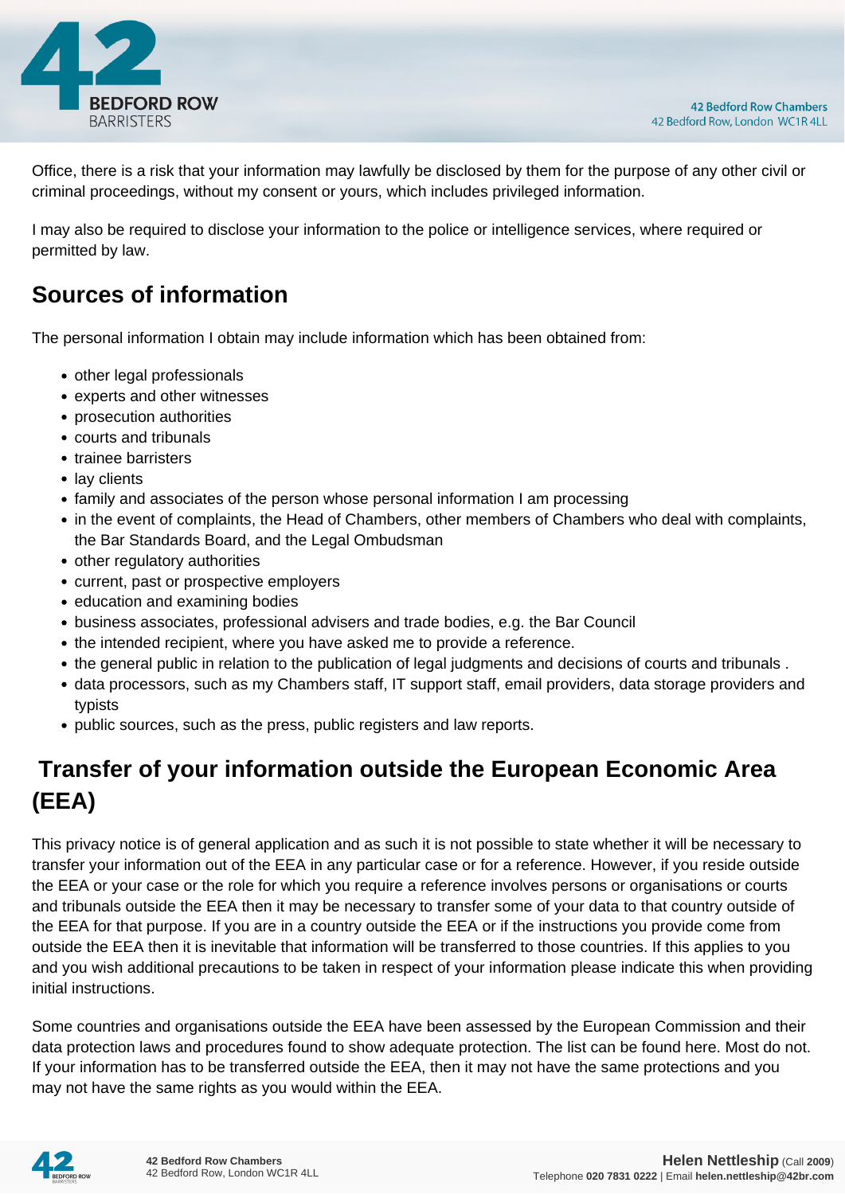Office, there is a risk that your information may lawfully be disclosed by them for the purpose of any other civil or criminal proceedings, without my consent or yours, which includes privileged information.

I may also be required to disclose your information to the police or intelligence services, where required or permitted by law.

## Sources of information

The personal information I obtain may include information which has been obtained from:

- other legal professionals
- experts and other witnesses
- prosecution authorities
- courts and tribunals
- trainee barristers
- lay clients
- family and associates of the person whose personal information I am processing
- in the event of complaints, the Head of Chambers, other members of Chambers who deal with complaints, the Bar Standards Board, and the Legal Ombudsman
- other regulatory authorities
- current, past or prospective employers
- education and examining bodies
- business associates, professional advisers and trade bodies, e.g. the Bar Council
- the intended recipient, where you have asked me to provide a reference.
- the general public in relation to the publication of legal judgments and decisions of courts and tribunals .
- data processors, such as my Chambers staff, IT support staff, email providers, data storage providers and typists
- public sources, such as the press, public registers and law reports.

## Transfer of your information outside the European Economic Area (EEA)

This privacy notice is of general application and as such it is not possible to state whether it will be necessary to transfer your information out of the EEA in any particular case or for a reference. However, if you reside outside the EEA or your case or the role for which you require a reference involves persons or organisations or courts and tribunals outside the EEA then it may be necessary to transfer some of your data to that country outside of the EEA for that purpose. If you are in a country outside the EEA or if the instructions you provide come from outside the EEA then it is inevitable that information will be transferred to those countries. If this applies to you and you wish additional precautions to be taken in respect of your information please indicate this when providing initial instructions.

Some countries and organisations outside the EEA have been assessed by the European Commission and their data protection laws and procedures found to show adequate protection. The list can be found here. Most do not. If your information has to be transferred outside the EEA, then it may not have the same protections and you may not have the same rights as you would within the EEA.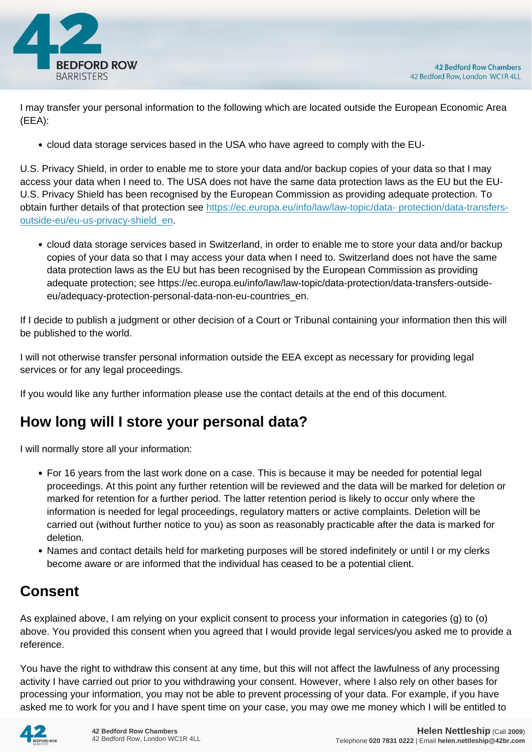I may transfer your personal information to the following which are located outside the European Economic Area (EEA):

- cloud data storage services based in the USA who have agreed to comply with the EU-

U.S. Privacy Shield, in order to enable me to store your data and/or backup copies of your data so that I may access your data when I need to. The USA does not have the same data protection laws as the EU but the EU-U.S. Privacy Shield has been recognised by the European Commission as providing adequate protection. To obtain further details of that protection see [https://ec.europa.eu/info/law/law-topic/data- protection/data-transfers-outside-eu/eu-us-privacy-shield_en](https://ec.europa.eu/info/law/law-topic/data-protection/data-transfers-outside-eu/eu-us-privacy-shield_en).

- cloud data storage services based in Switzerland, in order to enable me to store your data and/or backup copies of your data so that I may access your data when I need to. Switzerland does not have the same data protection laws as the EU but has been recognised by the European Commission as providing adequate protection; see https://ec.europa.eu/info/law/law-topic/data-protection/data-transfers-outside-eu/adequacy-protection-personal-data-non-eu-countries_en.

If I decide to publish a judgment or other decision of a Court or Tribunal containing your information then this will be published to the world.

I will not otherwise transfer personal information outside the EEA except as necessary for providing legal services or for any legal proceedings.

If you would like any further information please use the contact details at the end of this document.

## How long will I store your personal data?

I will normally store all your information:

- For 16 years from the last work done on a case. This is because it may be needed for potential legal proceedings. At this point any further retention will be reviewed and the data will be marked for deletion or marked for retention for a further period. The latter retention period is likely to occur only where the information is needed for legal proceedings, regulatory matters or active complaints. Deletion will be carried out (without further notice to you) as soon as reasonably practicable after the data is marked for deletion.
- Names and contact details held for marketing purposes will be stored indefinitely or until I or my clerks become aware or are informed that the individual has ceased to be a potential client.

## Consent

As explained above, I am relying on your explicit consent to process your information in categories (g) to (o) above. You provided this consent when you agreed that I would provide legal services/you asked me to provide a reference.

You have the right to withdraw this consent at any time, but this will not affect the lawfulness of any processing activity I have carried out prior to you withdrawing your consent. However, where I also rely on other bases for processing your information, you may not be able to prevent processing of your data. For example, if you have asked me to work for you and I have spent time on your case, you may owe me money which I will be entitled to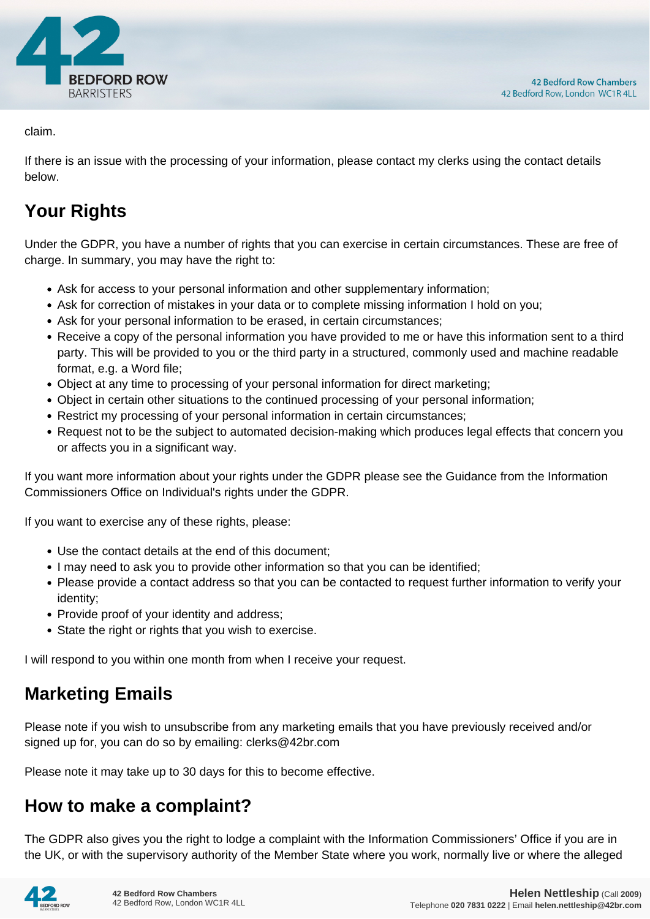claim.

If there is an issue with the processing of your information, please contact my clerks using the contact details below.

## Your Rights

Under the GDPR, you have a number of rights that you can exercise in certain circumstances. These are free of charge. In summary, you may have the right to:

- Ask for access to your personal information and other supplementary information;
- Ask for correction of mistakes in your data or to complete missing information I hold on you;
- Ask for your personal information to be erased, in certain circumstances;
- Receive a copy of the personal information you have provided to me or have this information sent to a third party. This will be provided to you or the third party in a structured, commonly used and machine readable format, e.g. a Word file;
- Object at any time to processing of your personal information for direct marketing;
- Object in certain other situations to the continued processing of your personal information;
- Restrict my processing of your personal information in certain circumstances;
- Request not to be the subject to automated decision-making which produces legal effects that concern you or affects you in a significant way.

If you want more information about your rights under the GDPR please see the Guidance from the Information Commissioners Office on Individual's rights under the GDPR.

If you want to exercise any of these rights, please:

- Use the contact details at the end of this document;
- I may need to ask you to provide other information so that you can be identified;
- Please provide a contact address so that you can be contacted to request further information to verify your identity;
- Provide proof of your identity and address;
- State the right or rights that you wish to exercise.

I will respond to you within one month from when I receive your request.

## Marketing Emails

Please note if you wish to unsubscribe from any marketing emails that you have previously received and/or signed up for, you can do so by emailing: clerks@42br.com

Please note it may take up to 30 days for this to become effective.

## How to make a complaint?

The GDPR also gives you the right to lodge a complaint with the Information Commissioners' Office if you are in the UK, or with the supervisory authority of the Member State where you work, normally live or where the alleged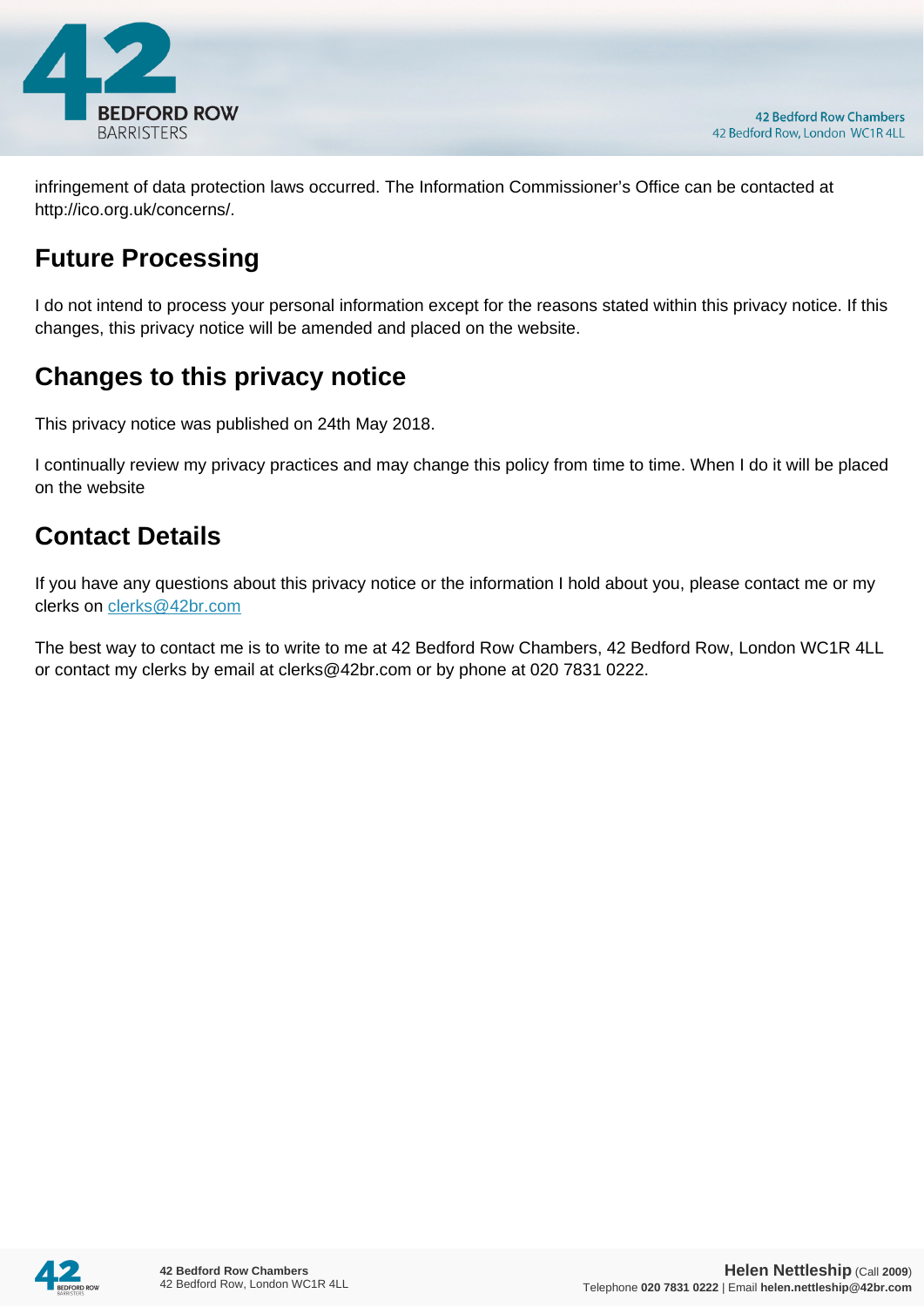infringement of data protection laws occurred. The Information Commissioner's Office can be contacted at http://ico.org.uk/concerns/.

## Future Processing

I do not intend to process your personal information except for the reasons stated within this privacy notice. If this changes, this privacy notice will be amended and placed on the website.

## Changes to this privacy notice

This privacy notice was published on 24th May 2018.

I continually review my privacy practices and may change this policy from time to time. When I do it will be placed on the website

## Contact Details

If you have any questions about this privacy notice or the information I hold about you, please contact me or my clerks on clerks@42br.com

The best way to contact me is to write to me at 42 Bedford Row Chambers, 42 Bedford Row, London WC1R 4LL or contact my clerks by email at clerks@42br.com or by phone at 020 7831 0222.